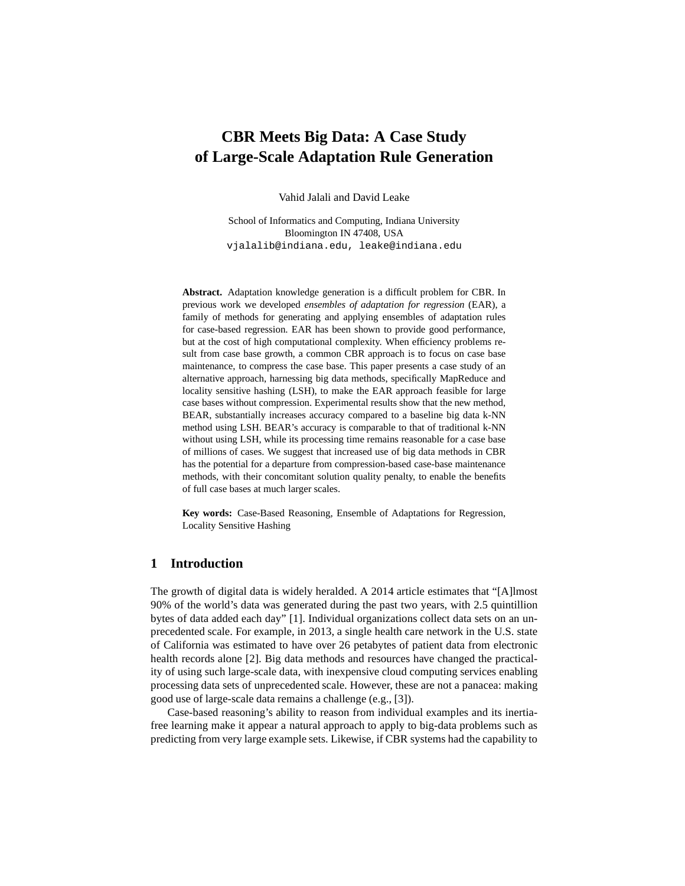# CBR Meets Big Data: A Case Study of Large-Scale Adaptation Rule Generation

Vahid Jalali and David Leake

School of Informatics and Computing, Indiana University
Bloomington IN 47408, USA
vjalalib@indiana.edu, leake@indiana.edu

**Abstract.** Adaptation knowledge generation is a difficult problem for CBR. In previous work we developed *ensembles of adaptation for regression* (EAR), a family of methods for generating and applying ensembles of adaptation rules for case-based regression. EAR has been shown to provide good performance, but at the cost of high computational complexity. When efficiency problems result from case base growth, a common CBR approach is to focus on case base maintenance, to compress the case base. This paper presents a case study of an alternative approach, harnessing big data methods, specifically MapReduce and locality sensitive hashing (LSH), to make the EAR approach feasible for large case bases without compression. Experimental results show that the new method, BEAR, substantially increases accuracy compared to a baseline big data k-NN method using LSH. BEAR's accuracy is comparable to that of traditional k-NN without using LSH, while its processing time remains reasonable for a case base of millions of cases. We suggest that increased use of big data methods in CBR has the potential for a departure from compression-based case-base maintenance methods, with their concomitant solution quality penalty, to enable the benefits of full case bases at much larger scales.

**Key words:** Case-Based Reasoning, Ensemble of Adaptations for Regression, Locality Sensitive Hashing

## 1 Introduction

The growth of digital data is widely heralded. A 2014 article estimates that "[A]lmost 90% of the world's data was generated during the past two years, with 2.5 quintillion bytes of data added each day" [1]. Individual organizations collect data sets on an unprecedented scale. For example, in 2013, a single health care network in the U.S. state of California was estimated to have over 26 petabytes of patient data from electronic health records alone [2]. Big data methods and resources have changed the practicality of using such large-scale data, with inexpensive cloud computing services enabling processing data sets of unprecedented scale. However, these are not a panacea: making good use of large-scale data remains a challenge (e.g., [3]).

Case-based reasoning's ability to reason from individual examples and its inertia-free learning make it appear a natural approach to apply to big-data problems such as predicting from very large example sets. Likewise, if CBR systems had the capability to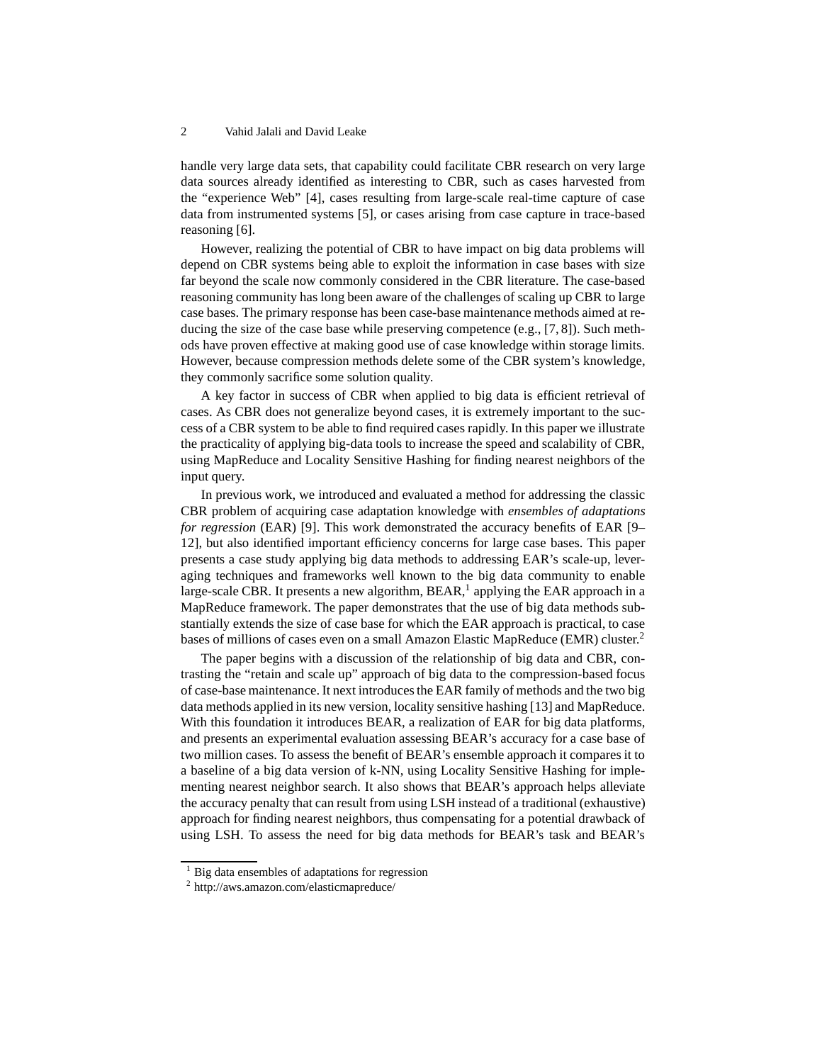handle very large data sets, that capability could facilitate CBR research on very large data sources already identified as interesting to CBR, such as cases harvested from the "experience Web" [4], cases resulting from large-scale real-time capture of case data from instrumented systems [5], or cases arising from case capture in trace-based reasoning [6].

However, realizing the potential of CBR to have impact on big data problems will depend on CBR systems being able to exploit the information in case bases with size far beyond the scale now commonly considered in the CBR literature. The case-based reasoning community has long been aware of the challenges of scaling up CBR to large case bases. The primary response has been case-base maintenance methods aimed at reducing the size of the case base while preserving competence (e.g., [7, 8]). Such methods have proven effective at making good use of case knowledge within storage limits. However, because compression methods delete some of the CBR system's knowledge, they commonly sacrifice some solution quality.

A key factor in success of CBR when applied to big data is efficient retrieval of cases. As CBR does not generalize beyond cases, it is extremely important to the success of a CBR system to be able to find required cases rapidly. In this paper we illustrate the practicality of applying big-data tools to increase the speed and scalability of CBR, using MapReduce and Locality Sensitive Hashing for finding nearest neighbors of the input query.

In previous work, we introduced and evaluated a method for addressing the classic CBR problem of acquiring case adaptation knowledge with *ensembles of adaptations for regression* (EAR) [9]. This work demonstrated the accuracy benefits of EAR [9–12], but also identified important efficiency concerns for large case bases. This paper presents a case study applying big data methods to addressing EAR's scale-up, leveraging techniques and frameworks well known to the big data community to enable large-scale CBR. It presents a new algorithm, BEAR,[1] applying the EAR approach in a MapReduce framework. The paper demonstrates that the use of big data methods substantially extends the size of case base for which the EAR approach is practical, to case bases of millions of cases even on a small Amazon Elastic MapReduce (EMR) cluster.[2]

The paper begins with a discussion of the relationship of big data and CBR, contrasting the "retain and scale up" approach of big data to the compression-based focus of case-base maintenance. It next introduces the EAR family of methods and the two big data methods applied in its new version, locality sensitive hashing [13] and MapReduce. With this foundation it introduces BEAR, a realization of EAR for big data platforms, and presents an experimental evaluation assessing BEAR's accuracy for a case base of two million cases. To assess the benefit of BEAR's ensemble approach it compares it to a baseline of a big data version of k-NN, using Locality Sensitive Hashing for implementing nearest neighbor search. It also shows that BEAR's approach helps alleviate the accuracy penalty that can result from using LSH instead of a traditional (exhaustive) approach for finding nearest neighbors, thus compensating for a potential drawback of using LSH. To assess the need for big data methods for BEAR's task and BEAR's

---

[1] Big data ensembles of adaptations for regression

[2] http://aws.amazon.com/elasticmapreduce/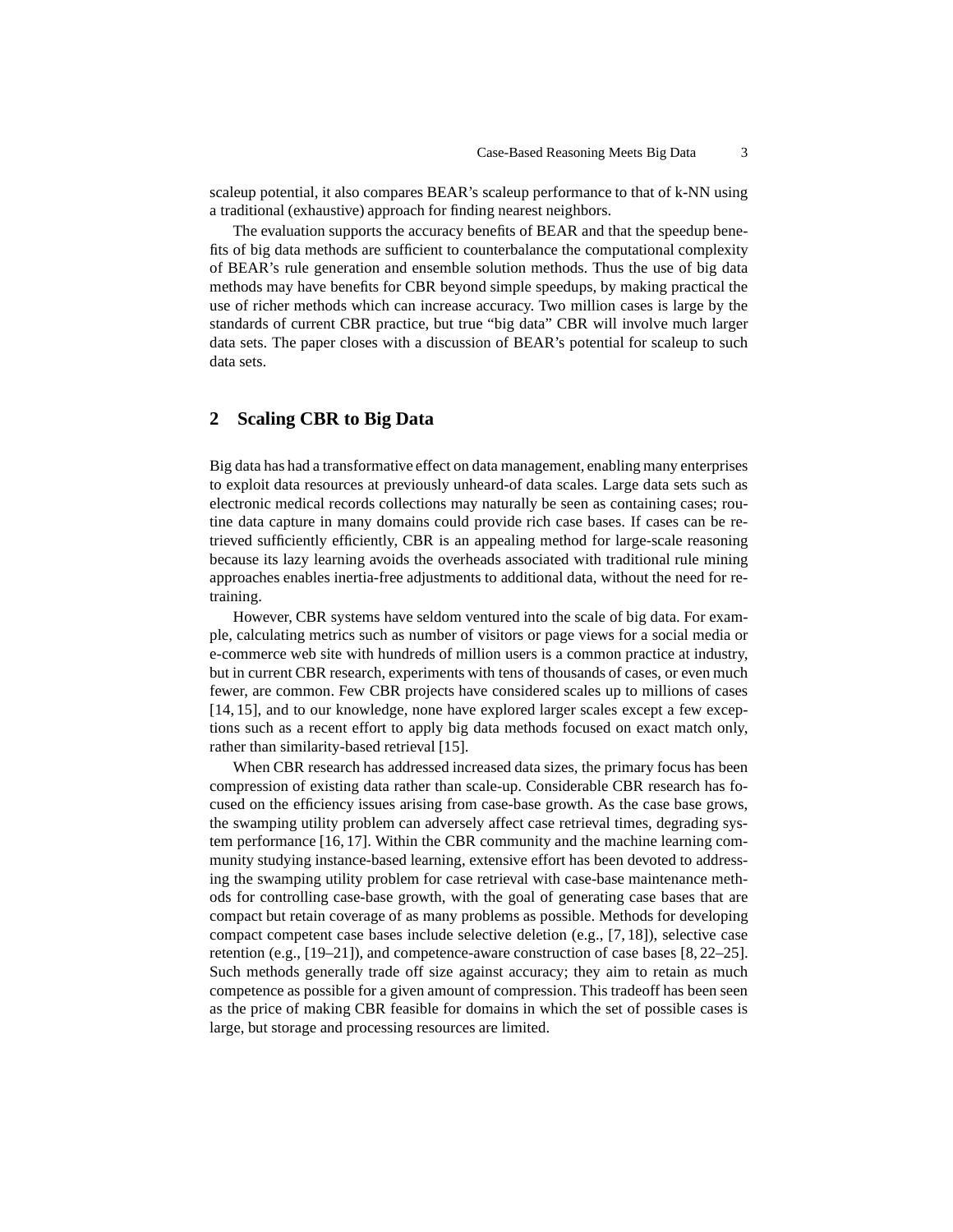scaleup potential, it also compares BEAR's scaleup performance to that of k-NN using a traditional (exhaustive) approach for finding nearest neighbors.

The evaluation supports the accuracy benefits of BEAR and that the speedup benefits of big data methods are sufficient to counterbalance the computational complexity of BEAR's rule generation and ensemble solution methods. Thus the use of big data methods may have benefits for CBR beyond simple speedups, by making practical the use of richer methods which can increase accuracy. Two million cases is large by the standards of current CBR practice, but true "big data" CBR will involve much larger data sets. The paper closes with a discussion of BEAR's potential for scaleup to such data sets.

## 2 Scaling CBR to Big Data

Big data has had a transformative effect on data management, enabling many enterprises to exploit data resources at previously unheard-of data scales. Large data sets such as electronic medical records collections may naturally be seen as containing cases; routine data capture in many domains could provide rich case bases. If cases can be retrieved sufficiently efficiently, CBR is an appealing method for large-scale reasoning because its lazy learning avoids the overheads associated with traditional rule mining approaches enables inertia-free adjustments to additional data, without the need for retraining.

However, CBR systems have seldom ventured into the scale of big data. For example, calculating metrics such as number of visitors or page views for a social media or e-commerce web site with hundreds of million users is a common practice at industry, but in current CBR research, experiments with tens of thousands of cases, or even much fewer, are common. Few CBR projects have considered scales up to millions of cases [14, 15], and to our knowledge, none have explored larger scales except a few exceptions such as a recent effort to apply big data methods focused on exact match only, rather than similarity-based retrieval [15].

When CBR research has addressed increased data sizes, the primary focus has been compression of existing data rather than scale-up. Considerable CBR research has focused on the efficiency issues arising from case-base growth. As the case base grows, the swamping utility problem can adversely affect case retrieval times, degrading system performance [16, 17]. Within the CBR community and the machine learning community studying instance-based learning, extensive effort has been devoted to addressing the swamping utility problem for case retrieval with case-base maintenance methods for controlling case-base growth, with the goal of generating case bases that are compact but retain coverage of as many problems as possible. Methods for developing compact competent case bases include selective deletion (e.g., [7, 18]), selective case retention (e.g., [19–21]), and competence-aware construction of case bases [8, 22–25]. Such methods generally trade off size against accuracy; they aim to retain as much competence as possible for a given amount of compression. This tradeoff has been seen as the price of making CBR feasible for domains in which the set of possible cases is large, but storage and processing resources are limited.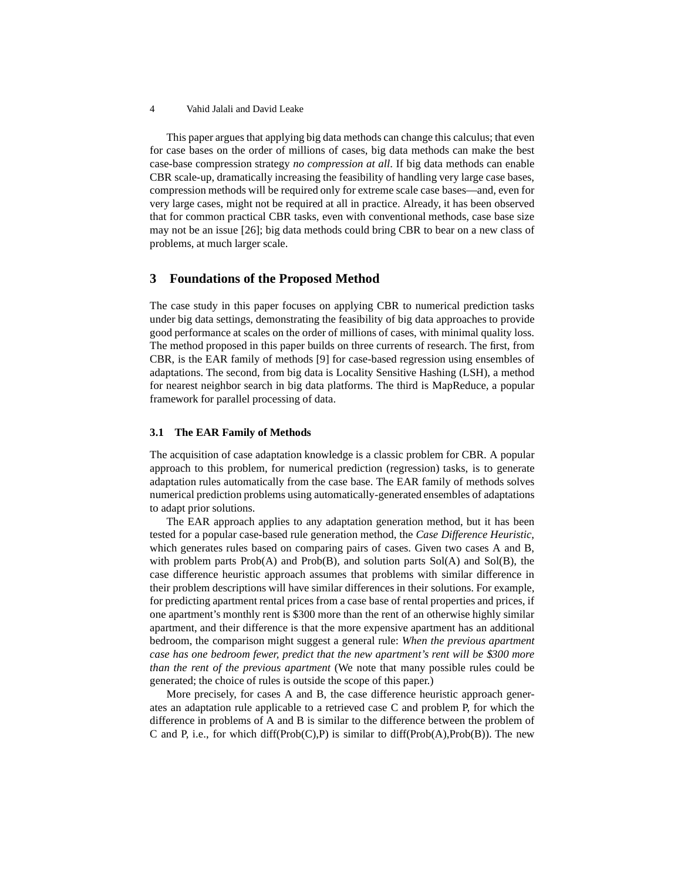This paper argues that applying big data methods can change this calculus; that even for case bases on the order of millions of cases, big data methods can make the best case-base compression strategy *no compression at all*. If big data methods can enable CBR scale-up, dramatically increasing the feasibility of handling very large case bases, compression methods will be required only for extreme scale case bases—and, even for very large cases, might not be required at all in practice. Already, it has been observed that for common practical CBR tasks, even with conventional methods, case base size may not be an issue [26]; big data methods could bring CBR to bear on a new class of problems, at much larger scale.

## 3 Foundations of the Proposed Method

The case study in this paper focuses on applying CBR to numerical prediction tasks under big data settings, demonstrating the feasibility of big data approaches to provide good performance at scales on the order of millions of cases, with minimal quality loss. The method proposed in this paper builds on three currents of research. The first, from CBR, is the EAR family of methods [9] for case-based regression using ensembles of adaptations. The second, from big data is Locality Sensitive Hashing (LSH), a method for nearest neighbor search in big data platforms. The third is MapReduce, a popular framework for parallel processing of data.

### 3.1 The EAR Family of Methods

The acquisition of case adaptation knowledge is a classic problem for CBR. A popular approach to this problem, for numerical prediction (regression) tasks, is to generate adaptation rules automatically from the case base. The EAR family of methods solves numerical prediction problems using automatically-generated ensembles of adaptations to adapt prior solutions.

The EAR approach applies to any adaptation generation method, but it has been tested for a popular case-based rule generation method, the *Case Difference Heuristic*, which generates rules based on comparing pairs of cases. Given two cases A and B, with problem parts Prob(A) and Prob(B), and solution parts Sol(A) and Sol(B), the case difference heuristic approach assumes that problems with similar difference in their problem descriptions will have similar differences in their solutions. For example, for predicting apartment rental prices from a case base of rental properties and prices, if one apartment's monthly rent is $300 more than the rent of an otherwise highly similar apartment, and their difference is that the more expensive apartment has an additional bedroom, the comparison might suggest a general rule: *When the previous apartment case has one bedroom fewer, predict that the new apartment's rent will be $300 more than the rent of the previous apartment* (We note that many possible rules could be generated; the choice of rules is outside the scope of this paper.)

More precisely, for cases A and B, the case difference heuristic approach generates an adaptation rule applicable to a retrieved case C and problem P, for which the difference in problems of A and B is similar to the difference between the problem of C and P, i.e., for which diff(Prob(C),P) is similar to diff(Prob(A),Prob(B)). The new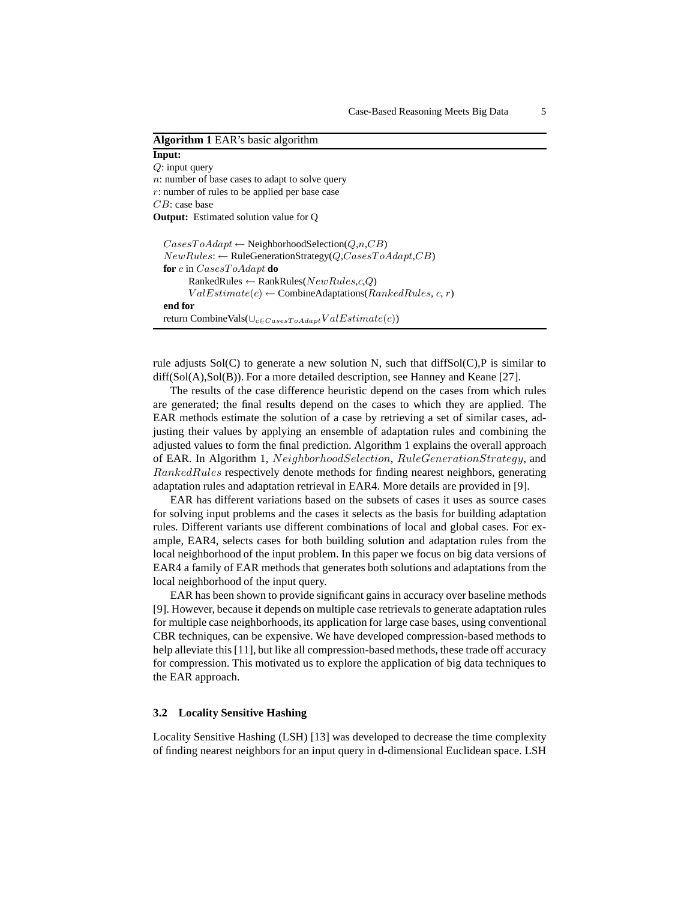**Algorithm 1** EAR's basic algorithm

**Input:**
$Q$: input query
$n$: number of base cases to adapt to solve query
$r$: number of rules to be applied per base case
$CB$: case base
**Output:** Estimated solution value for Q

```
CasesToAdapt ← NeighborhoodSelection(Q,n,CB)
NewRules: ← RuleGenerationStrategy(Q,CasesToAdapt,CB)
for c in CasesToAdapt do
    RankedRules ← RankRules(NewRules,c,Q)
    ValEstimate(c) ← CombineAdaptations(RankedRules, c, r)
end for
return CombineVals(∪_{c∈CasesToAdapt} ValEstimate(c))
```

rule adjusts Sol(C) to generate a new solution N, such that diffSol(C),P is similar to diff(Sol(A),Sol(B)). For a more detailed description, see Hanney and Keane [27].

The results of the case difference heuristic depend on the cases from which rules are generated; the final results depend on the cases to which they are applied. The EAR methods estimate the solution of a case by retrieving a set of similar cases, adjusting their values by applying an ensemble of adaptation rules and combining the adjusted values to form the final prediction. Algorithm 1 explains the overall approach of EAR. In Algorithm 1, $NeighborhoodSelection$, $RuleGenerationStrategy$, and $RankedRules$ respectively denote methods for finding nearest neighbors, generating adaptation rules and adaptation retrieval in EAR4. More details are provided in [9].

EAR has different variations based on the subsets of cases it uses as source cases for solving input problems and the cases it selects as the basis for building adaptation rules. Different variants use different combinations of local and global cases. For example, EAR4, selects cases for both building solution and adaptation rules from the local neighborhood of the input problem. In this paper we focus on big data versions of EAR4 a family of EAR methods that generates both solutions and adaptations from the local neighborhood of the input query.

EAR has been shown to provide significant gains in accuracy over baseline methods [9]. However, because it depends on multiple case retrievals to generate adaptation rules for multiple case neighborhoods, its application for large case bases, using conventional CBR techniques, can be expensive. We have developed compression-based methods to help alleviate this [11], but like all compression-based methods, these trade off accuracy for compression. This motivated us to explore the application of big data techniques to the EAR approach.

### 3.2 Locality Sensitive Hashing

Locality Sensitive Hashing (LSH) [13] was developed to decrease the time complexity of finding nearest neighbors for an input query in d-dimensional Euclidean space. LSH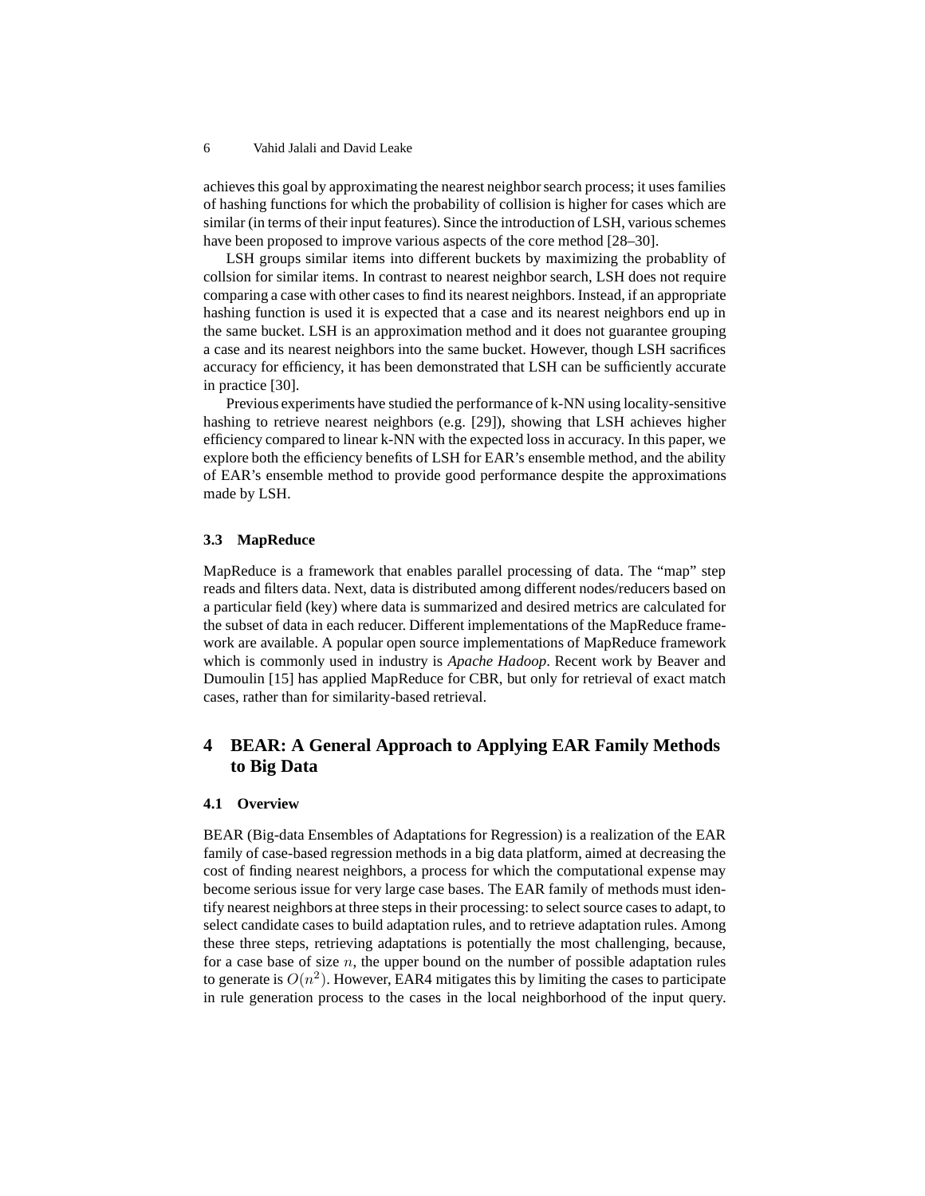achieves this goal by approximating the nearest neighbor search process; it uses families of hashing functions for which the probability of collision is higher for cases which are similar (in terms of their input features). Since the introduction of LSH, various schemes have been proposed to improve various aspects of the core method [28–30].

LSH groups similar items into different buckets by maximizing the probablity of collsion for similar items. In contrast to nearest neighbor search, LSH does not require comparing a case with other cases to find its nearest neighbors. Instead, if an appropriate hashing function is used it is expected that a case and its nearest neighbors end up in the same bucket. LSH is an approximation method and it does not guarantee grouping a case and its nearest neighbors into the same bucket. However, though LSH sacrifices accuracy for efficiency, it has been demonstrated that LSH can be sufficiently accurate in practice [30].

Previous experiments have studied the performance of k-NN using locality-sensitive hashing to retrieve nearest neighbors (e.g. [29]), showing that LSH achieves higher efficiency compared to linear k-NN with the expected loss in accuracy. In this paper, we explore both the efficiency benefits of LSH for EAR's ensemble method, and the ability of EAR's ensemble method to provide good performance despite the approximations made by LSH.

### 3.3 MapReduce

MapReduce is a framework that enables parallel processing of data. The "map" step reads and filters data. Next, data is distributed among different nodes/reducers based on a particular field (key) where data is summarized and desired metrics are calculated for the subset of data in each reducer. Different implementations of the MapReduce framework are available. A popular open source implementations of MapReduce framework which is commonly used in industry is *Apache Hadoop*. Recent work by Beaver and Dumoulin [15] has applied MapReduce for CBR, but only for retrieval of exact match cases, rather than for similarity-based retrieval.

## 4 BEAR: A General Approach to Applying EAR Family Methods to Big Data

### 4.1 Overview

BEAR (Big-data Ensembles of Adaptations for Regression) is a realization of the EAR family of case-based regression methods in a big data platform, aimed at decreasing the cost of finding nearest neighbors, a process for which the computational expense may become serious issue for very large case bases. The EAR family of methods must identify nearest neighbors at three steps in their processing: to select source cases to adapt, to select candidate cases to build adaptation rules, and to retrieve adaptation rules. Among these three steps, retrieving adaptations is potentially the most challenging, because, for a case base of size $n$, the upper bound on the number of possible adaptation rules to generate is $O(n^2)$. However, EAR4 mitigates this by limiting the cases to participate in rule generation process to the cases in the local neighborhood of the input query.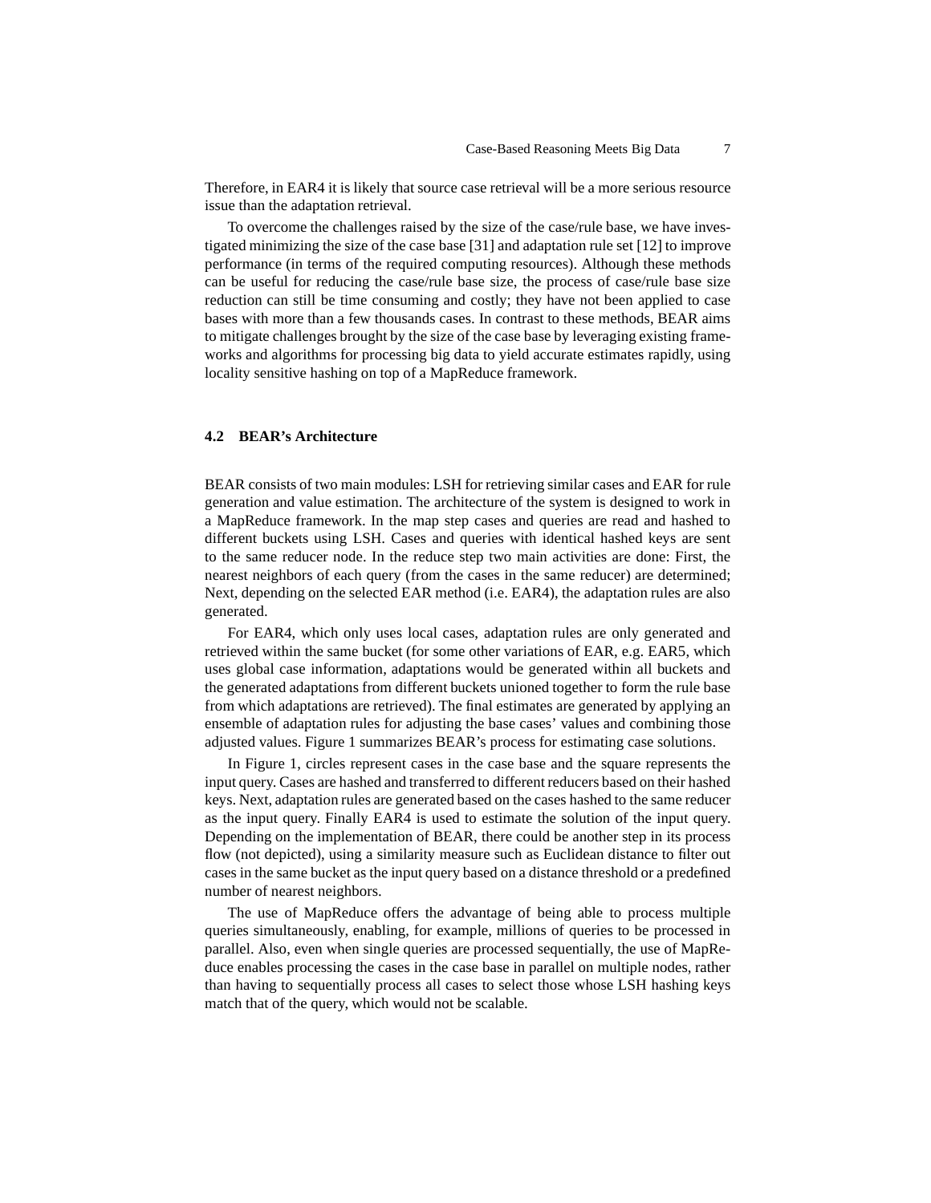Therefore, in EAR4 it is likely that source case retrieval will be a more serious resource issue than the adaptation retrieval.

To overcome the challenges raised by the size of the case/rule base, we have investigated minimizing the size of the case base [31] and adaptation rule set [12] to improve performance (in terms of the required computing resources). Although these methods can be useful for reducing the case/rule base size, the process of case/rule base size reduction can still be time consuming and costly; they have not been applied to case bases with more than a few thousands cases. In contrast to these methods, BEAR aims to mitigate challenges brought by the size of the case base by leveraging existing frameworks and algorithms for processing big data to yield accurate estimates rapidly, using locality sensitive hashing on top of a MapReduce framework.

### 4.2 BEAR's Architecture

BEAR consists of two main modules: LSH for retrieving similar cases and EAR for rule generation and value estimation. The architecture of the system is designed to work in a MapReduce framework. In the map step cases and queries are read and hashed to different buckets using LSH. Cases and queries with identical hashed keys are sent to the same reducer node. In the reduce step two main activities are done: First, the nearest neighbors of each query (from the cases in the same reducer) are determined; Next, depending on the selected EAR method (i.e. EAR4), the adaptation rules are also generated.

For EAR4, which only uses local cases, adaptation rules are only generated and retrieved within the same bucket (for some other variations of EAR, e.g. EAR5, which uses global case information, adaptations would be generated within all buckets and the generated adaptations from different buckets unioned together to form the rule base from which adaptations are retrieved). The final estimates are generated by applying an ensemble of adaptation rules for adjusting the base cases' values and combining those adjusted values. Figure 1 summarizes BEAR's process for estimating case solutions.

In Figure 1, circles represent cases in the case base and the square represents the input query. Cases are hashed and transferred to different reducers based on their hashed keys. Next, adaptation rules are generated based on the cases hashed to the same reducer as the input query. Finally EAR4 is used to estimate the solution of the input query. Depending on the implementation of BEAR, there could be another step in its process flow (not depicted), using a similarity measure such as Euclidean distance to filter out cases in the same bucket as the input query based on a distance threshold or a predefined number of nearest neighbors.

The use of MapReduce offers the advantage of being able to process multiple queries simultaneously, enabling, for example, millions of queries to be processed in parallel. Also, even when single queries are processed sequentially, the use of MapReduce enables processing the cases in the case base in parallel on multiple nodes, rather than having to sequentially process all cases to select those whose LSH hashing keys match that of the query, which would not be scalable.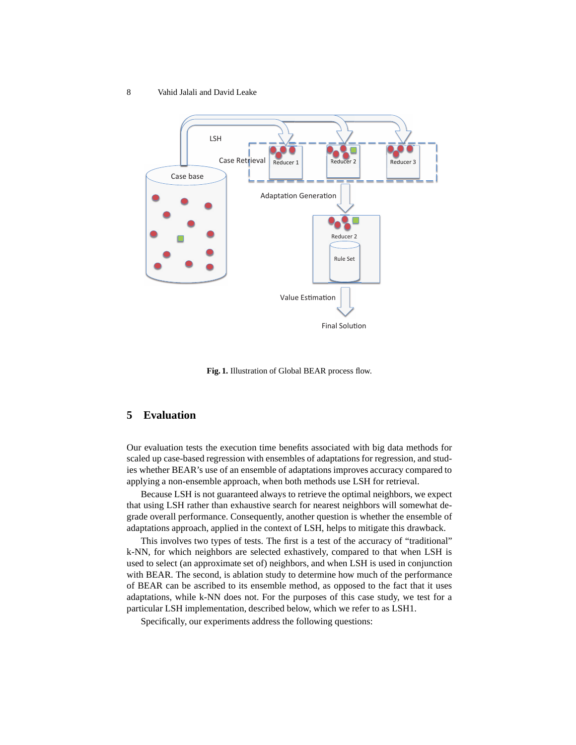Fig. 1. Illustration of Global BEAR process flow.

## 5 Evaluation

Our evaluation tests the execution time benefits associated with big data methods for scaled up case-based regression with ensembles of adaptations for regression, and studies whether BEAR's use of an ensemble of adaptations improves accuracy compared to applying a non-ensemble approach, when both methods use LSH for retrieval.

Because LSH is not guaranteed always to retrieve the optimal neighbors, we expect that using LSH rather than exhaustive search for nearest neighbors will somewhat degrade overall performance. Consequently, another question is whether the ensemble of adaptations approach, applied in the context of LSH, helps to mitigate this drawback.

This involves two types of tests. The first is a test of the accuracy of "traditional" k-NN, for which neighbors are selected exhaustively, compared to that when LSH is used to select (an approximate set of) neighbors, and when LSH is used in conjunction with BEAR. The second, is ablation study to determine how much of the performance of BEAR can be ascribed to its ensemble method, as opposed to the fact that it uses adaptations, while k-NN does not. For the purposes of this case study, we test for a particular LSH implementation, described below, which we refer to as LSH1.

Specifically, our experiments address the following questions: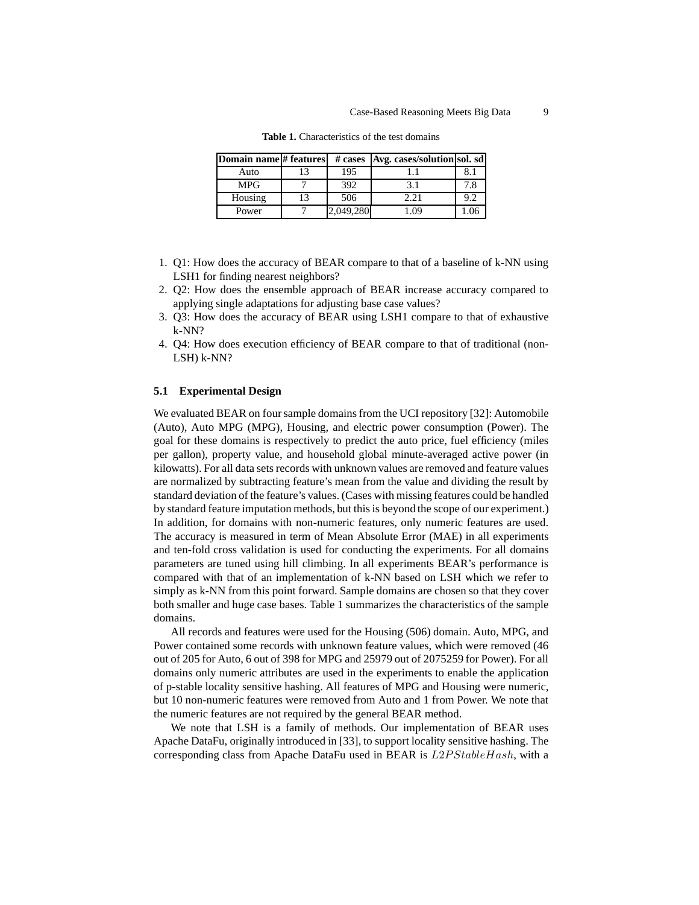**Table 1.** Characteristics of the test domains

| Domain name | # features | # cases | Avg. cases/solution | sol. sd |
|---|---|---|---|---|
| Auto | 13 | 195 | 1.1 | 8.1 |
| MPG | 7 | 392 | 3.1 | 7.8 |
| Housing | 13 | 506 | 2.21 | 9.2 |
| Power | 7 | 2,049,280 | 1.09 | 1.06 |

1. Q1: How does the accuracy of BEAR compare to that of a baseline of k-NN using LSH1 for finding nearest neighbors?
2. Q2: How does the ensemble approach of BEAR increase accuracy compared to applying single adaptations for adjusting base case values?
3. Q3: How does the accuracy of BEAR using LSH1 compare to that of exhaustive k-NN?
4. Q4: How does execution efficiency of BEAR compare to that of traditional (non-LSH) k-NN?

### 5.1 Experimental Design

We evaluated BEAR on four sample domains from the UCI repository [32]: Automobile (Auto), Auto MPG (MPG), Housing, and electric power consumption (Power). The goal for these domains is respectively to predict the auto price, fuel efficiency (miles per gallon), property value, and household global minute-averaged active power (in kilowatts). For all data sets records with unknown values are removed and feature values are normalized by subtracting feature's mean from the value and dividing the result by standard deviation of the feature's values. (Cases with missing features could be handled by standard feature imputation methods, but this is beyond the scope of our experiment.) In addition, for domains with non-numeric features, only numeric features are used. The accuracy is measured in term of Mean Absolute Error (MAE) in all experiments and ten-fold cross validation is used for conducting the experiments. For all domains parameters are tuned using hill climbing. In all experiments BEAR's performance is compared with that of an implementation of k-NN based on LSH which we refer to simply as k-NN from this point forward. Sample domains are chosen so that they cover both smaller and huge case bases. Table 1 summarizes the characteristics of the sample domains.

All records and features were used for the Housing (506) domain. Auto, MPG, and Power contained some records with unknown feature values, which were removed (46 out of 205 for Auto, 6 out of 398 for MPG and 25979 out of 2075259 for Power). For all domains only numeric attributes are used in the experiments to enable the application of p-stable locality sensitive hashing. All features of MPG and Housing were numeric, but 10 non-numeric features were removed from Auto and 1 from Power. We note that the numeric features are not required by the general BEAR method.

We note that LSH is a family of methods. Our implementation of BEAR uses Apache DataFu, originally introduced in [33], to support locality sensitive hashing. The corresponding class from Apache DataFu used in BEAR is $L2PStableHash$, with a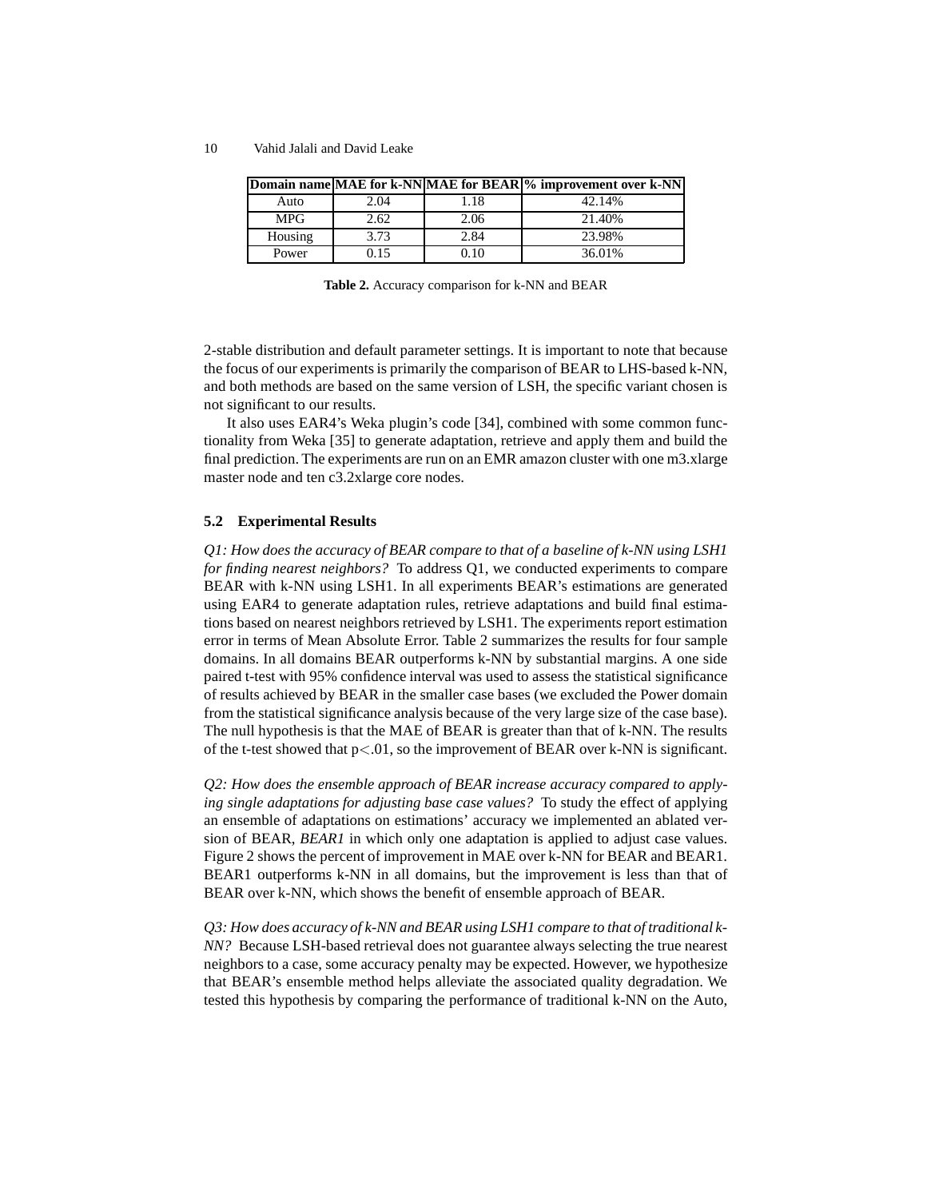| Domain name | MAE for k-NN | MAE for BEAR | % improvement over k-NN |
|---|---|---|---|
| Auto | 2.04 | 1.18 | 42.14% |
| MPG | 2.62 | 2.06 | 21.40% |
| Housing | 3.73 | 2.84 | 23.98% |
| Power | 0.15 | 0.10 | 36.01% |

**Table 2.** Accuracy comparison for k-NN and BEAR

2-stable distribution and default parameter settings. It is important to note that because the focus of our experiments is primarily the comparison of BEAR to LHS-based k-NN, and both methods are based on the same version of LSH, the specific variant chosen is not significant to our results.

It also uses EAR4's Weka plugin's code [34], combined with some common functionality from Weka [35] to generate adaptation, retrieve and apply them and build the final prediction. The experiments are run on an EMR amazon cluster with one m3.xlarge master node and ten c3.2xlarge core nodes.

### 5.2 Experimental Results

*Q1: How does the accuracy of BEAR compare to that of a baseline of k-NN using LSH1 for finding nearest neighbors?* To address Q1, we conducted experiments to compare BEAR with k-NN using LSH1. In all experiments BEAR's estimations are generated using EAR4 to generate adaptation rules, retrieve adaptations and build final estimations based on nearest neighbors retrieved by LSH1. The experiments report estimation error in terms of Mean Absolute Error. Table 2 summarizes the results for four sample domains. In all domains BEAR outperforms k-NN by substantial margins. A one side paired t-test with 95% confidence interval was used to assess the statistical significance of results achieved by BEAR in the smaller case bases (we excluded the Power domain from the statistical significance analysis because of the very large size of the case base). The null hypothesis is that the MAE of BEAR is greater than that of k-NN. The results of the t-test showed that $p < .01$, so the improvement of BEAR over k-NN is significant.

*Q2: How does the ensemble approach of BEAR increase accuracy compared to applying single adaptations for adjusting base case values?* To study the effect of applying an ensemble of adaptations on estimations' accuracy we implemented an ablated version of BEAR, *BEAR1* in which only one adaptation is applied to adjust case values. Figure 2 shows the percent of improvement in MAE over k-NN for BEAR and BEAR1. BEAR1 outperforms k-NN in all domains, but the improvement is less than that of BEAR over k-NN, which shows the benefit of ensemble approach of BEAR.

*Q3: How does accuracy of k-NN and BEAR using LSH1 compare to that of traditional k-NN?* Because LSH-based retrieval does not guarantee always selecting the true nearest neighbors to a case, some accuracy penalty may be expected. However, we hypothesize that BEAR's ensemble method helps alleviate the associated quality degradation. We tested this hypothesis by comparing the performance of traditional k-NN on the Auto,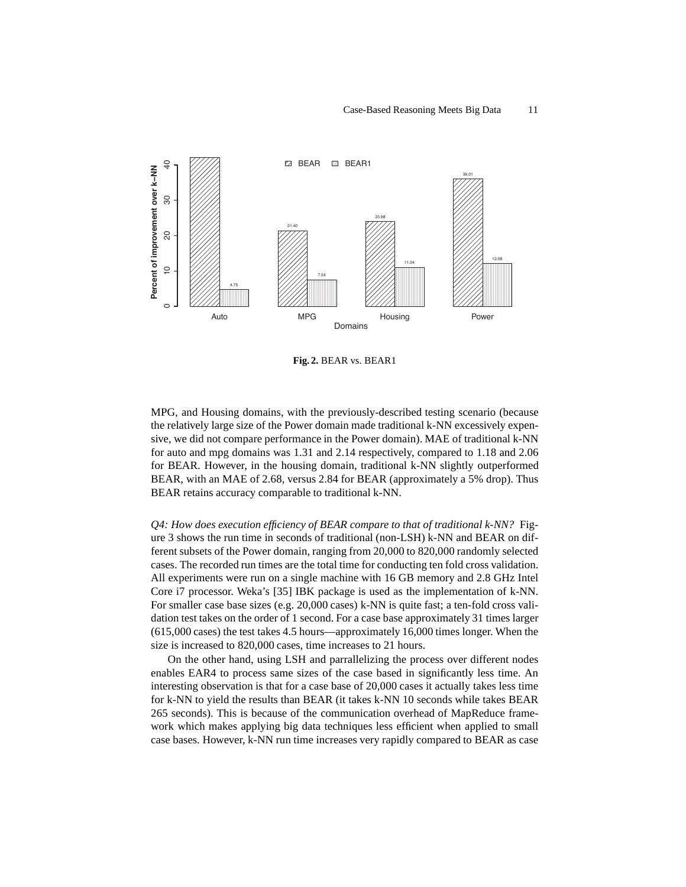Fig. 2. BEAR vs. BEAR1

MPG, and Housing domains, with the previously-described testing scenario (because the relatively large size of the Power domain made traditional k-NN excessively expensive, we did not compare performance in the Power domain). MAE of traditional k-NN for auto and mpg domains was 1.31 and 2.14 respectively, compared to 1.18 and 2.06 for BEAR. However, in the housing domain, traditional k-NN slightly outperformed BEAR, with an MAE of 2.68, versus 2.84 for BEAR (approximately a 5% drop). Thus BEAR retains accuracy comparable to traditional k-NN.

*Q4: How does execution efficiency of BEAR compare to that of traditional k-NN?* Figure 3 shows the run time in seconds of traditional (non-LSH) k-NN and BEAR on different subsets of the Power domain, ranging from 20,000 to 820,000 randomly selected cases. The recorded run times are the total time for conducting ten fold cross validation. All experiments were run on a single machine with 16 GB memory and 2.8 GHz Intel Core i7 processor. Weka's [35] IBK package is used as the implementation of k-NN. For smaller case base sizes (e.g. 20,000 cases) k-NN is quite fast; a ten-fold cross validation test takes on the order of 1 second. For a case base approximately 31 times larger (615,000 cases) the test takes 4.5 hours—approximately 16,000 times longer. When the size is increased to 820,000 cases, time increases to 21 hours.

On the other hand, using LSH and parrallelizing the process over different nodes enables EAR4 to process same sizes of the case based in significantly less time. An interesting observation is that for a case base of 20,000 cases it actually takes less time for k-NN to yield the results than BEAR (it takes k-NN 10 seconds while takes BEAR 265 seconds). This is because of the communication overhead of MapReduce framework which makes applying big data techniques less efficient when applied to small case bases. However, k-NN run time increases very rapidly compared to BEAR as case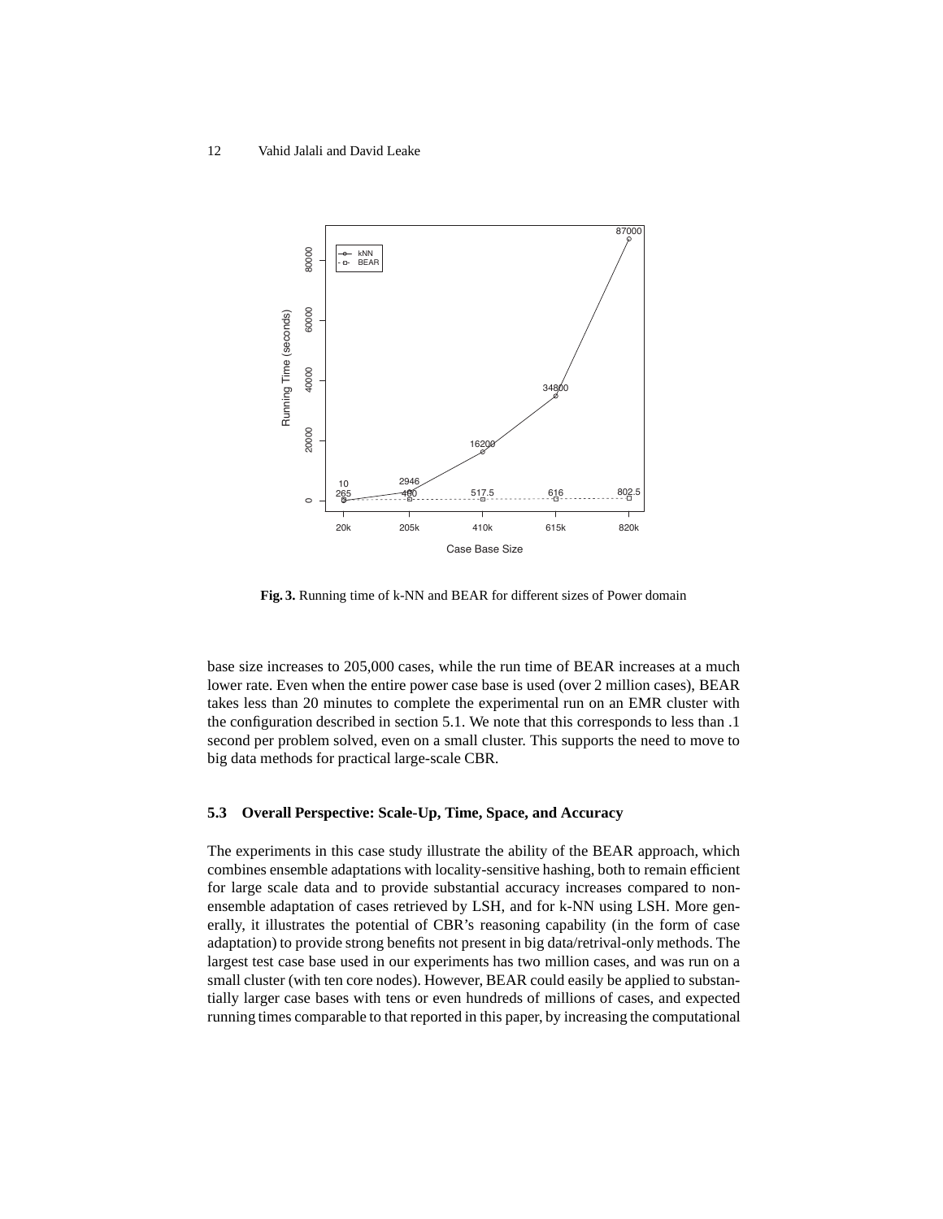**Fig. 3.** Running time of k-NN and BEAR for different sizes of Power domain

base size increases to 205,000 cases, while the run time of BEAR increases at a much lower rate. Even when the entire power case base is used (over 2 million cases), BEAR takes less than 20 minutes to complete the experimental run on an EMR cluster with the configuration described in section 5.1. We note that this corresponds to less than .1 second per problem solved, even on a small cluster. This supports the need to move to big data methods for practical large-scale CBR.

### 5.3 Overall Perspective: Scale-Up, Time, Space, and Accuracy

The experiments in this case study illustrate the ability of the BEAR approach, which combines ensemble adaptations with locality-sensitive hashing, both to remain efficient for large scale data and to provide substantial accuracy increases compared to non-ensemble adaptation of cases retrieved by LSH, and for k-NN using LSH. More generally, it illustrates the potential of CBR's reasoning capability (in the form of case adaptation) to provide strong benefits not present in big data/retrival-only methods. The largest test case base used in our experiments has two million cases, and was run on a small cluster (with ten core nodes). However, BEAR could easily be applied to substantially larger case bases with tens or even hundreds of millions of cases, and expected running times comparable to that reported in this paper, by increasing the computational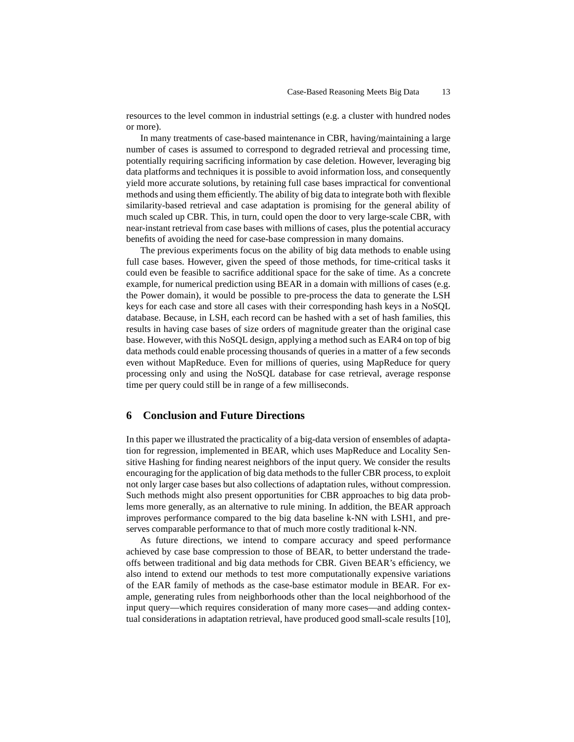resources to the level common in industrial settings (e.g. a cluster with hundred nodes or more).

In many treatments of case-based maintenance in CBR, having/maintaining a large number of cases is assumed to correspond to degraded retrieval and processing time, potentially requiring sacrificing information by case deletion. However, leveraging big data platforms and techniques it is possible to avoid information loss, and consequently yield more accurate solutions, by retaining full case bases impractical for conventional methods and using them efficiently. The ability of big data to integrate both with flexible similarity-based retrieval and case adaptation is promising for the general ability of much scaled up CBR. This, in turn, could open the door to very large-scale CBR, with near-instant retrieval from case bases with millions of cases, plus the potential accuracy benefits of avoiding the need for case-base compression in many domains.

The previous experiments focus on the ability of big data methods to enable using full case bases. However, given the speed of those methods, for time-critical tasks it could even be feasible to sacrifice additional space for the sake of time. As a concrete example, for numerical prediction using BEAR in a domain with millions of cases (e.g. the Power domain), it would be possible to pre-process the data to generate the LSH keys for each case and store all cases with their corresponding hash keys in a NoSQL database. Because, in LSH, each record can be hashed with a set of hash families, this results in having case bases of size orders of magnitude greater than the original case base. However, with this NoSQL design, applying a method such as EAR4 on top of big data methods could enable processing thousands of queries in a matter of a few seconds even without MapReduce. Even for millions of queries, using MapReduce for query processing only and using the NoSQL database for case retrieval, average response time per query could still be in range of a few milliseconds.

## 6 Conclusion and Future Directions

In this paper we illustrated the practicality of a big-data version of ensembles of adaptation for regression, implemented in BEAR, which uses MapReduce and Locality Sensitive Hashing for finding nearest neighbors of the input query. We consider the results encouraging for the application of big data methods to the fuller CBR process, to exploit not only larger case bases but also collections of adaptation rules, without compression. Such methods might also present opportunities for CBR approaches to big data problems more generally, as an alternative to rule mining. In addition, the BEAR approach improves performance compared to the big data baseline k-NN with LSH1, and preserves comparable performance to that of much more costly traditional k-NN.

As future directions, we intend to compare accuracy and speed performance achieved by case base compression to those of BEAR, to better understand the tradeoffs between traditional and big data methods for CBR. Given BEAR's efficiency, we also intend to extend our methods to test more computationally expensive variations of the EAR family of methods as the case-base estimator module in BEAR. For example, generating rules from neighborhoods other than the local neighborhood of the input query—which requires consideration of many more cases—and adding contextual considerations in adaptation retrieval, have produced good small-scale results [10],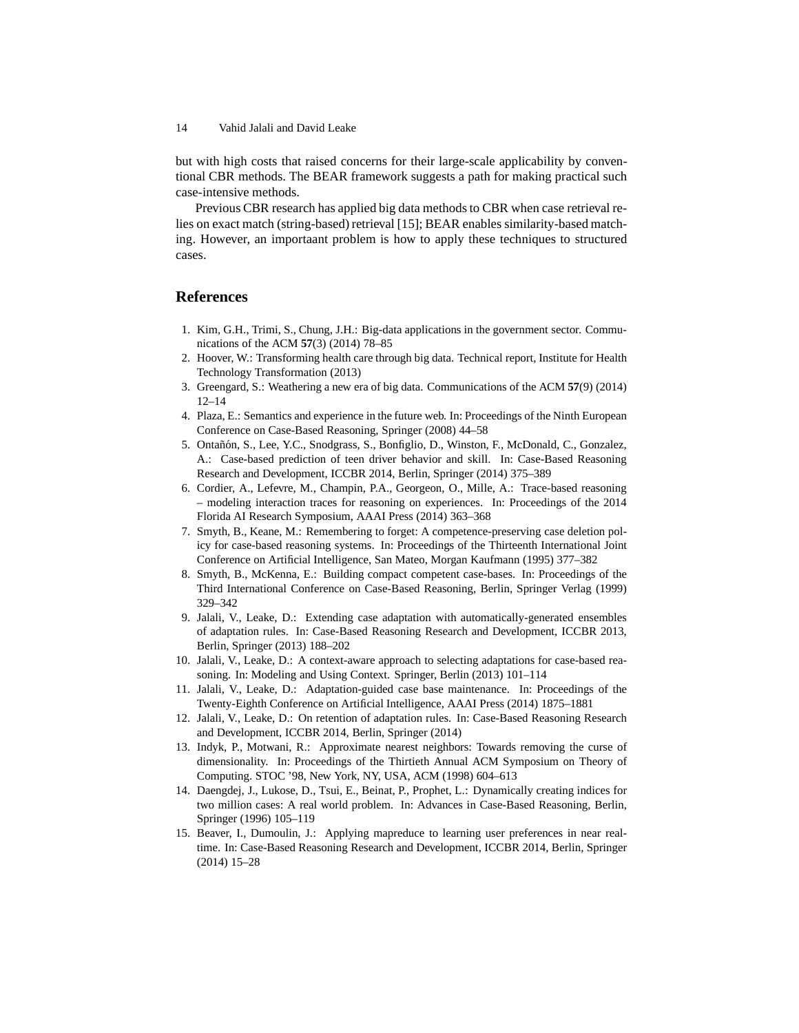but with high costs that raised concerns for their large-scale applicability by conventional CBR methods. The BEAR framework suggests a path for making practical such case-intensive methods.

Previous CBR research has applied big data methods to CBR when case retrieval relies on exact match (string-based) retrieval [15]; BEAR enables similarity-based matching. However, an importaant problem is how to apply these techniques to structured cases.

## References

1. Kim, G.H., Trimi, S., Chung, J.H.: Big-data applications in the government sector. Communications of the ACM **57**(3) (2014) 78–85
2. Hoover, W.: Transforming health care through big data. Technical report, Institute for Health Technology Transformation (2013)
3. Greengard, S.: Weathering a new era of big data. Communications of the ACM **57**(9) (2014) 12–14
4. Plaza, E.: Semantics and experience in the future web. In: Proceedings of the Ninth European Conference on Case-Based Reasoning, Springer (2008) 44–58
5. Ontañón, S., Lee, Y.C., Snodgrass, S., Bonfiglio, D., Winston, F., McDonald, C., Gonzalez, A.: Case-based prediction of teen driver behavior and skill. In: Case-Based Reasoning Research and Development, ICCBR 2014, Berlin, Springer (2014) 375–389
6. Cordier, A., Lefevre, M., Champin, P.A., Georgeon, O., Mille, A.: Trace-based reasoning – modeling interaction traces for reasoning on experiences. In: Proceedings of the 2014 Florida AI Research Symposium, AAAI Press (2014) 363–368
7. Smyth, B., Keane, M.: Remembering to forget: A competence-preserving case deletion policy for case-based reasoning systems. In: Proceedings of the Thirteenth International Joint Conference on Artificial Intelligence, San Mateo, Morgan Kaufmann (1995) 377–382
8. Smyth, B., McKenna, E.: Building compact competent case-bases. In: Proceedings of the Third International Conference on Case-Based Reasoning, Berlin, Springer Verlag (1999) 329–342
9. Jalali, V., Leake, D.: Extending case adaptation with automatically-generated ensembles of adaptation rules. In: Case-Based Reasoning Research and Development, ICCBR 2013, Berlin, Springer (2013) 188–202
10. Jalali, V., Leake, D.: A context-aware approach to selecting adaptations for case-based reasoning. In: Modeling and Using Context. Springer, Berlin (2013) 101–114
11. Jalali, V., Leake, D.: Adaptation-guided case base maintenance. In: Proceedings of the Twenty-Eighth Conference on Artificial Intelligence, AAAI Press (2014) 1875–1881
12. Jalali, V., Leake, D.: On retention of adaptation rules. In: Case-Based Reasoning Research and Development, ICCBR 2014, Berlin, Springer (2014)
13. Indyk, P., Motwani, R.: Approximate nearest neighbors: Towards removing the curse of dimensionality. In: Proceedings of the Thirtieth Annual ACM Symposium on Theory of Computing. STOC '98, New York, NY, USA, ACM (1998) 604–613
14. Daengdej, J., Lukose, D., Tsui, E., Beinat, P., Prophet, L.: Dynamically creating indices for two million cases: A real world problem. In: Advances in Case-Based Reasoning, Berlin, Springer (1996) 105–119
15. Beaver, I., Dumoulin, J.: Applying mapreduce to learning user preferences in near realtime. In: Case-Based Reasoning Research and Development, ICCBR 2014, Berlin, Springer (2014) 15–28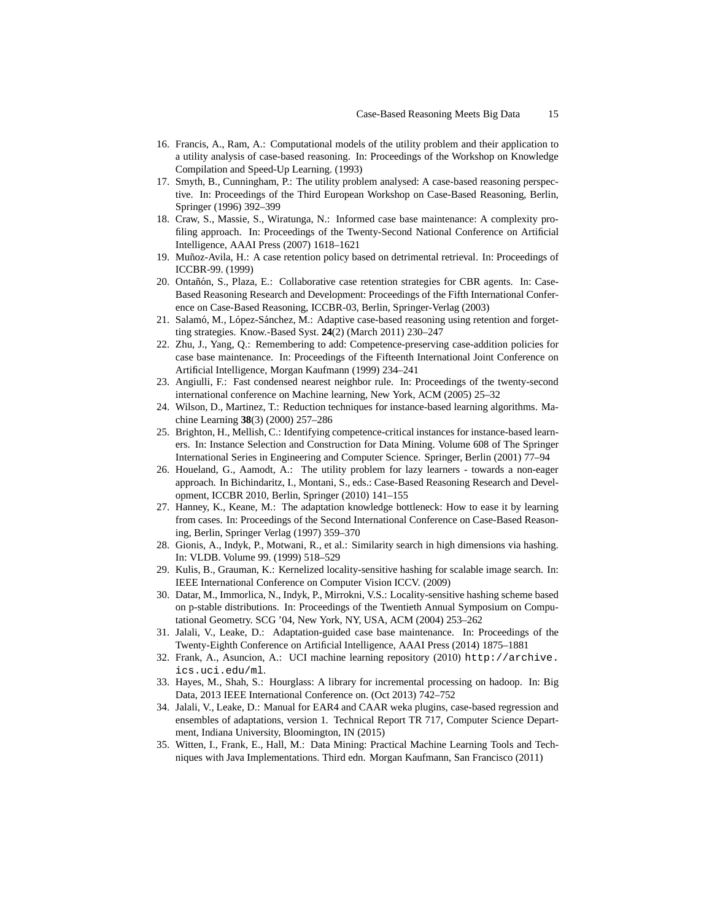16. Francis, A., Ram, A.: Computational models of the utility problem and their application to a utility analysis of case-based reasoning. In: Proceedings of the Workshop on Knowledge Compilation and Speed-Up Learning. (1993)
17. Smyth, B., Cunningham, P.: The utility problem analysed: A case-based reasoning perspective. In: Proceedings of the Third European Workshop on Case-Based Reasoning, Berlin, Springer (1996) 392–399
18. Craw, S., Massie, S., Wiratunga, N.: Informed case base maintenance: A complexity profiling approach. In: Proceedings of the Twenty-Second National Conference on Artificial Intelligence, AAAI Press (2007) 1618–1621
19. Muñoz-Avila, H.: A case retention policy based on detrimental retrieval. In: Proceedings of ICCBR-99. (1999)
20. Ontañón, S., Plaza, E.: Collaborative case retention strategies for CBR agents. In: Case-Based Reasoning Research and Development: Proceedings of the Fifth International Conference on Case-Based Reasoning, ICCBR-03, Berlin, Springer-Verlag (2003)
21. Salamó, M., López-Sánchez, M.: Adaptive case-based reasoning using retention and forgetting strategies. Know.-Based Syst. **24**(2) (March 2011) 230–247
22. Zhu, J., Yang, Q.: Remembering to add: Competence-preserving case-addition policies for case base maintenance. In: Proceedings of the Fifteenth International Joint Conference on Artificial Intelligence, Morgan Kaufmann (1999) 234–241
23. Angiulli, F.: Fast condensed nearest neighbor rule. In: Proceedings of the twenty-second international conference on Machine learning, New York, ACM (2005) 25–32
24. Wilson, D., Martinez, T.: Reduction techniques for instance-based learning algorithms. Machine Learning **38**(3) (2000) 257–286
25. Brighton, H., Mellish, C.: Identifying competence-critical instances for instance-based learners. In: Instance Selection and Construction for Data Mining. Volume 608 of The Springer International Series in Engineering and Computer Science. Springer, Berlin (2001) 77–94
26. Houeland, G., Aamodt, A.: The utility problem for lazy learners - towards a non-eager approach. In Bichindaritz, I., Montani, S., eds.: Case-Based Reasoning Research and Development, ICCBR 2010, Berlin, Springer (2010) 141–155
27. Hanney, K., Keane, M.: The adaptation knowledge bottleneck: How to ease it by learning from cases. In: Proceedings of the Second International Conference on Case-Based Reasoning, Berlin, Springer Verlag (1997) 359–370
28. Gionis, A., Indyk, P., Motwani, R., et al.: Similarity search in high dimensions via hashing. In: VLDB. Volume 99. (1999) 518–529
29. Kulis, B., Grauman, K.: Kernelized locality-sensitive hashing for scalable image search. In: IEEE International Conference on Computer Vision ICCV. (2009)
30. Datar, M., Immorlica, N., Indyk, P., Mirrokni, V.S.: Locality-sensitive hashing scheme based on p-stable distributions. In: Proceedings of the Twentieth Annual Symposium on Computational Geometry. SCG '04, New York, NY, USA, ACM (2004) 253–262
31. Jalali, V., Leake, D.: Adaptation-guided case base maintenance. In: Proceedings of the Twenty-Eighth Conference on Artificial Intelligence, AAAI Press (2014) 1875–1881
32. Frank, A., Asuncion, A.: UCI machine learning repository (2010) `http://archive.ics.uci.edu/ml`.
33. Hayes, M., Shah, S.: Hourglass: A library for incremental processing on hadoop. In: Big Data, 2013 IEEE International Conference on. (Oct 2013) 742–752
34. Jalali, V., Leake, D.: Manual for EAR4 and CAAR weka plugins, case-based regression and ensembles of adaptations, version 1. Technical Report TR 717, Computer Science Department, Indiana University, Bloomington, IN (2015)
35. Witten, I., Frank, E., Hall, M.: Data Mining: Practical Machine Learning Tools and Techniques with Java Implementations. Third edn. Morgan Kaufmann, San Francisco (2011)